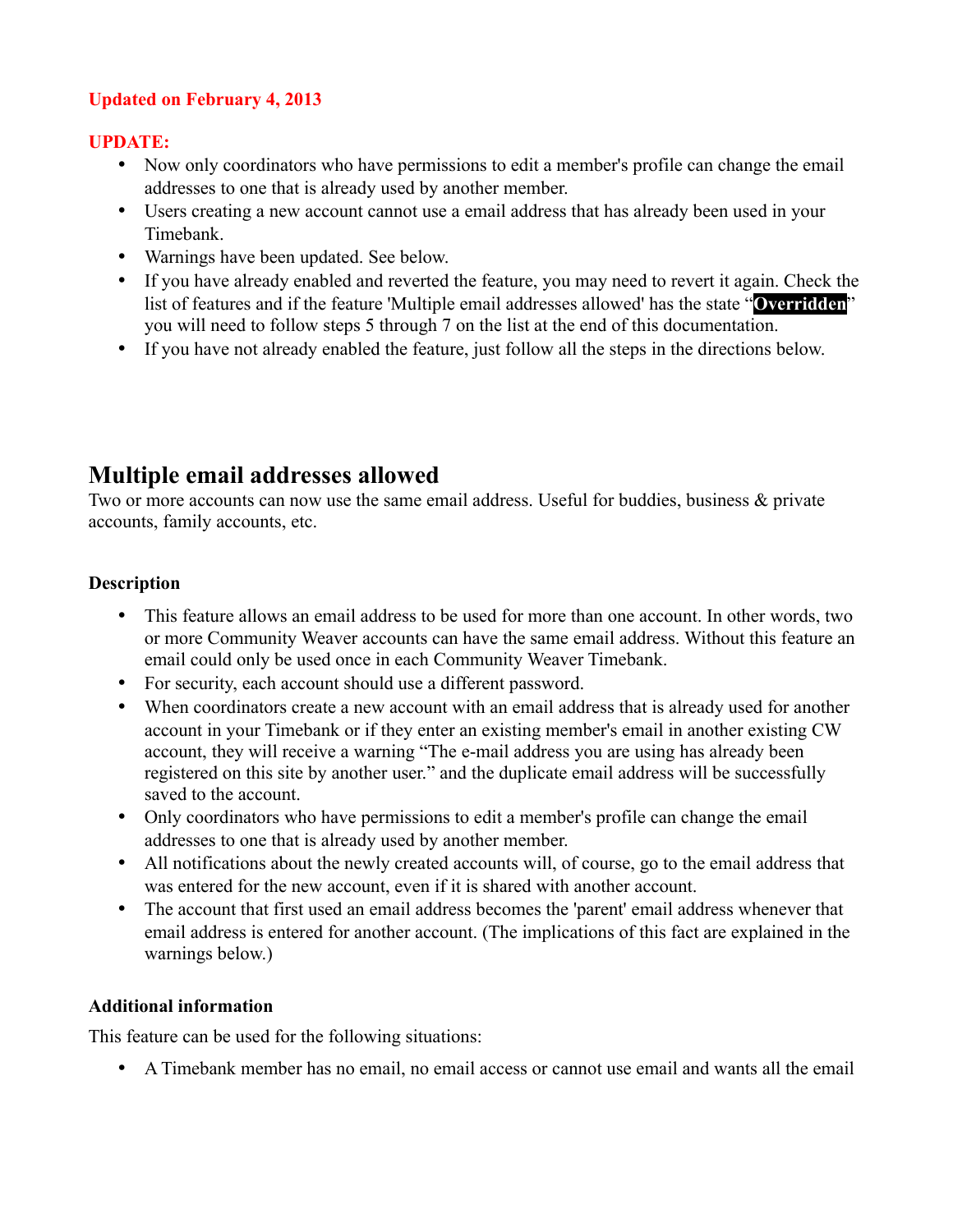**Updated on February 4, 2013**

**UPDATE:**

- Now only coordinators who have permissions to edit a member's profile can change the email addresses to one that is already used by another member.
- Users creating a new account cannot use a email address that has already been used in your Timebank.
- Warnings have been updated. See below.
- If you have already enabled and reverted the feature, you may need to revert it again. Check the list of features and if the feature 'Multiple email addresses allowed' has the state "**Overridden**" you will need to follow steps 5 through 7 on the list at the end of this documentation.
- If you have not already enabled the feature, just follow all the steps in the directions below.

## Multiple email addresses allowed

Two or more accounts can now use the same email address. Useful for buddies, business & private accounts, family accounts, etc.

### Description

- This feature allows an email address to be used for more than one account. In other words, two or more Community Weaver accounts can have the same email address. Without this feature an email could only be used once in each Community Weaver Timebank.
- For security, each account should use a different password.
- When coordinators create a new account with an email address that is already used for another account in your Timebank or if they enter an existing member's email in another existing CW account, they will receive a warning "The e-mail address you are using has already been registered on this site by another user." and the duplicate email address will be successfully saved to the account.
- Only coordinators who have permissions to edit a member's profile can change the email addresses to one that is already used by another member.
- All notifications about the newly created accounts will, of course, go to the email address that was entered for the new account, even if it is shared with another account.
- The account that first used an email address becomes the 'parent' email address whenever that email address is entered for another account. (The implications of this fact are explained in the warnings below.)

### Additional information

This feature can be used for the following situations:

- A Timebank member has no email, no email access or cannot use email and wants all the email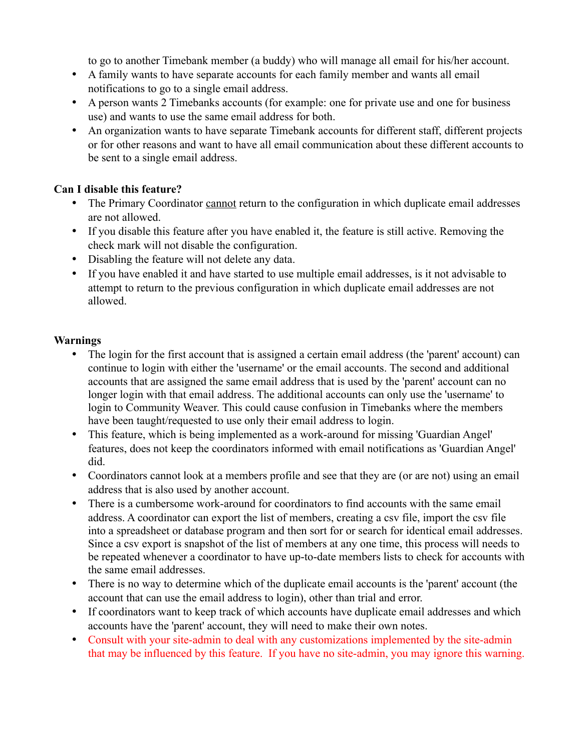to go to another Timebank member (a buddy) who will manage all email for his/her account.

- A family wants to have separate accounts for each family member and wants all email notifications to go to a single email address.
- A person wants 2 Timebanks accounts (for example: one for private use and one for business use) and wants to use the same email address for both.
- An organization wants to have separate Timebank accounts for different staff, different projects or for other reasons and want to have all email communication about these different accounts to be sent to a single email address.

**Can I disable this feature?**

- The Primary Coordinator cannot return to the configuration in which duplicate email addresses are not allowed.
- If you disable this feature after you have enabled it, the feature is still active. Removing the check mark will not disable the configuration.
- Disabling the feature will not delete any data.
- If you have enabled it and have started to use multiple email addresses, is it not advisable to attempt to return to the previous configuration in which duplicate email addresses are not allowed.

**Warnings**

- The login for the first account that is assigned a certain email address (the 'parent' account) can continue to login with either the 'username' or the email accounts. The second and additional accounts that are assigned the same email address that is used by the 'parent' account can no longer login with that email address. The additional accounts can only use the 'username' to login to Community Weaver. This could cause confusion in Timebanks where the members have been taught/requested to use only their email address to login.
- This feature, which is being implemented as a work-around for missing 'Guardian Angel' features, does not keep the coordinators informed with email notifications as 'Guardian Angel' did.
- Coordinators cannot look at a members profile and see that they are (or are not) using an email address that is also used by another account.
- There is a cumbersome work-around for coordinators to find accounts with the same email address. A coordinator can export the list of members, creating a csv file, import the csv file into a spreadsheet or database program and then sort for or search for identical email addresses. Since a csv export is snapshot of the list of members at any one time, this process will needs to be repeated whenever a coordinator to have up-to-date members lists to check for accounts with the same email addresses.
- There is no way to determine which of the duplicate email accounts is the 'parent' account (the account that can use the email address to login), other than trial and error.
- If coordinators want to keep track of which accounts have duplicate email addresses and which accounts have the 'parent' account, they will need to make their own notes.
- Consult with your site-admin to deal with any customizations implemented by the site-admin that may be influenced by this feature. If you have no site-admin, you may ignore this warning.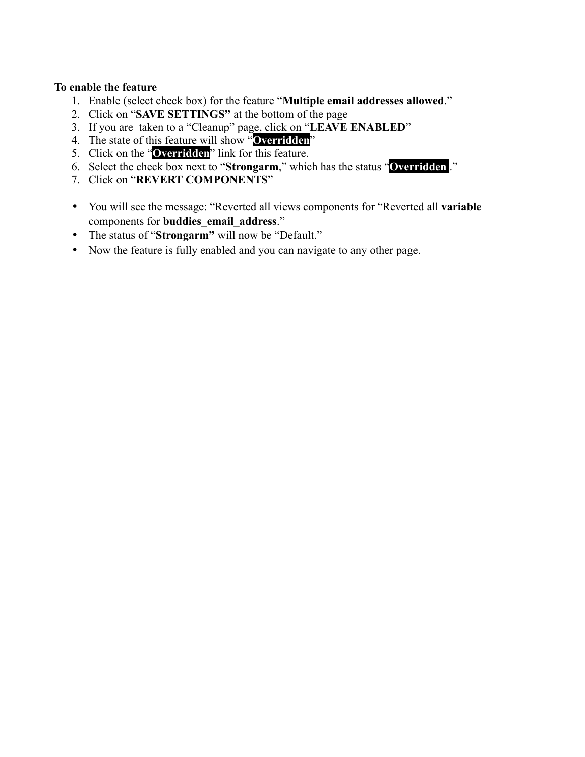**To enable the feature**

1. Enable (select check box) for the feature "**Multiple email addresses allowed**."
2. Click on "**SAVE SETTINGS"** at the bottom of the page
3. If you are taken to a "Cleanup" page, click on "**LEAVE ENABLED**"
4. The state of this feature will show "**Overridden**"
5. Click on the "**Overridden**" link for this feature.
6. Select the check box next to "**Strongarm**," which has the status "**Overridden** ."
7. Click on "**REVERT COMPONENTS**"

- You will see the message: "Reverted all views components for "Reverted all **variable** components for **buddies_email_address**."
- The status of "**Strongarm"** will now be "Default."
- Now the feature is fully enabled and you can navigate to any other page.